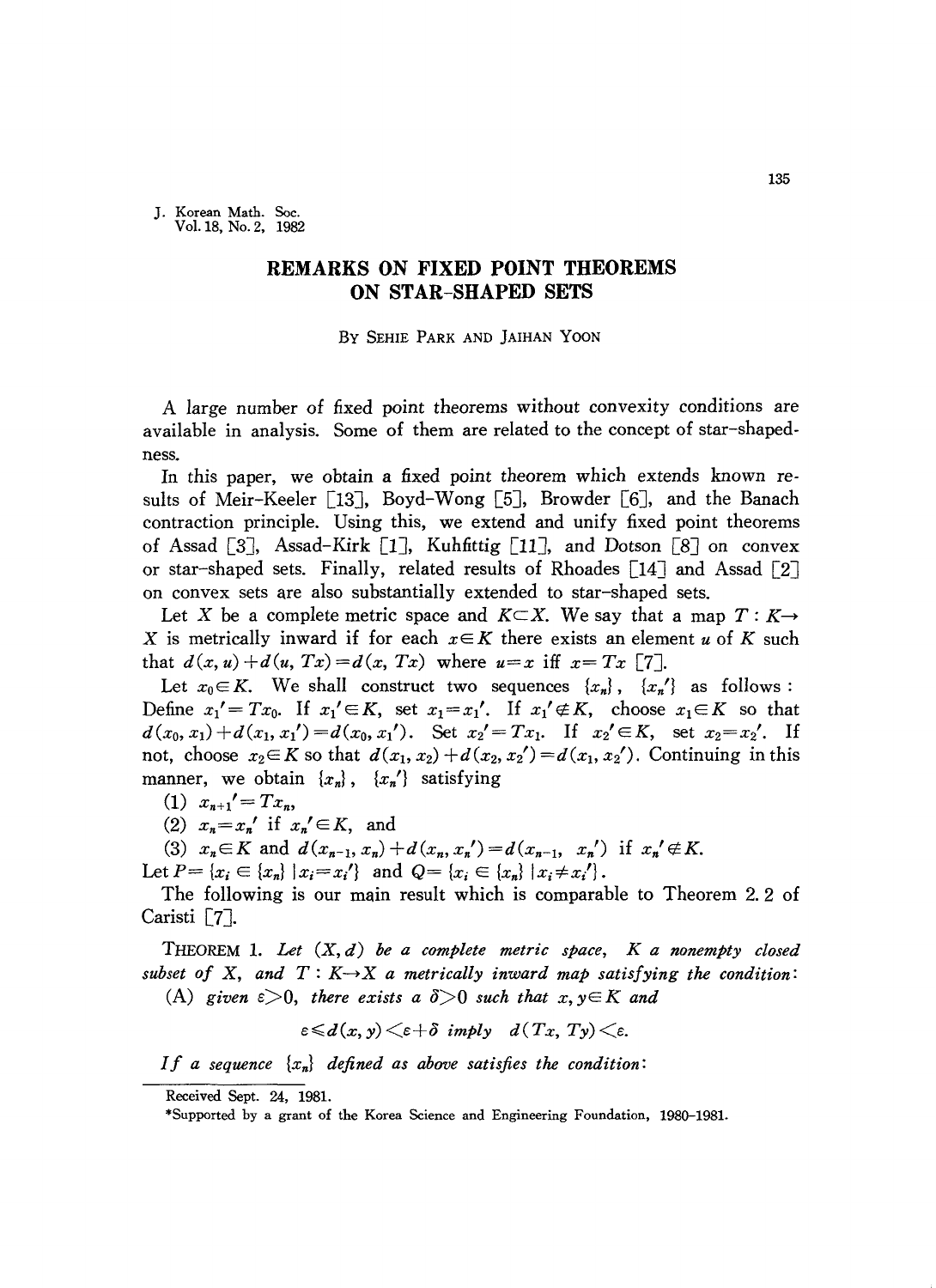# REMARKS ON FIXED POINT THEOREMS ON STAR-SHAPED SETS

By Sehie Park and Jaihan Yoon

A large number of fixed point theorems without convexity conditions are available in analysis. Some of them are related to the concept of star-shapedness.

In this paper, we obtain a fixed point theorem which extends known results of Meir-Keeler [13], Boyd-Wong [5], Browder [6], and the Banach contraction principle. Using this, we extend and unify fixed point theorems of Assad [3], Assad-Kirk [1], Kuhfittig [11], and Dotson [8] on convex or star-shaped sets. Finally, related results of Rhoades [14] and Assad [2] on convex sets are also substantially extended to star-shaped sets.

Let $X$ be a complete metric space and $K \subset X$. We say that a map $T: K \to X$ is metrically inward if for each $x \in K$ there exists an element $u$ of $K$ such that $d(x, u) + d(u, Tx) = d(x, Tx)$ where $u = x$ iff $x = Tx$ [7].

Let $x_0 \in K$. We shall construct two sequences $\{x_n\}$, $\{x_n'\}$ as follows: Define $x_1' = Tx_0$. If $x_1' \in K$, set $x_1 = x_1'$. If $x_1' \notin K$, choose $x_1 \in K$ so that $d(x_0, x_1) + d(x_1, x_1') = d(x_0, x_1')$. Set $x_2' = Tx_1$. If $x_2' \in K$, set $x_2 = x_2'$. If not, choose $x_2 \in K$ so that $d(x_1, x_2) + d(x_2, x_2') = d(x_1, x_2')$. Continuing in this manner, we obtain $\{x_n\}$, $\{x_n'\}$ satisfying

(1) $x_{n+1}' = Tx_n$,

(2) $x_n = x_n'$ if $x_n' \in K$, and

(3) $x_n \in K$ and $d(x_{n-1}, x_n) + d(x_n, x_n') = d(x_{n-1}, x_n')$ if $x_n' \notin K$.

Let $P = \{x_i \in \{x_n\} \mid x_i = x_i'\}$ and $Q = \{x_i \in \{x_n\} \mid x_i \neq x_i'\}$.

The following is our main result which is comparable to Theorem 2.2 of Caristi [7].

Theorem 1. *Let $(X, d)$ be a complete metric space, $K$ a nonempty closed subset of $X$, and $T: K \to X$ a metrically inward map satisfying the condition:*

(A) *given $\varepsilon > 0$, there exists a $\delta > 0$ such that $x, y \in K$ and*

$$\varepsilon \leqslant d(x, y) < \varepsilon + \delta \ \textit{imply} \ d(Tx, Ty) < \varepsilon.$$

*If a sequence $\{x_n\}$ defined as above satisfies the condition:*

---

Received Sept. 24, 1981.

*Supported by a grant of the Korea Science and Engineering Foundation, 1980–1981.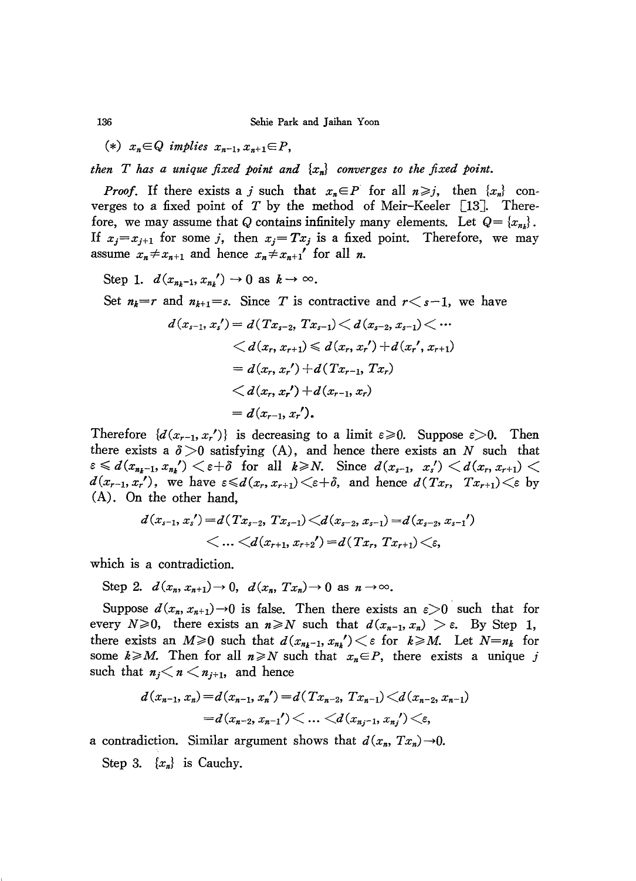(*) $x_n \in Q$ *implies* $x_{n-1}, x_{n+1} \in P$,

*then $T$ has a unique fixed point and $\{x_n\}$ converges to the fixed point.*

*Proof.* If there exists a $j$ such that $x_n \in P$ for all $n \geqslant j$, then $\{x_n\}$ converges to a fixed point of $T$ by the method of Meir-Keeler [13]. Therefore, we may assume that $Q$ contains infinitely many elements. Let $Q = \{x_{n_k}\}$. If $x_j = x_{j+1}$ for some $j$, then $x_j = Tx_j$ is a fixed point. Therefore, we may assume $x_n \neq x_{n+1}$ and hence $x_n \neq x_{n+1}'$ for all $n$.

Step 1. $d(x_{n_k-1}, x_{n_k}') \to 0$ as $k \to \infty$.

Set $n_k = r$ and $n_{k+1} = s$. Since $T$ is contractive and $r < s-1$, we have

$$
\begin{aligned}
d(x_{s-1}, x_s') &= d(Tx_{s-2}, Tx_{s-1}) < d(x_{s-2}, x_{s-1}) < \cdots \\
&< d(x_r, x_{r+1}) \leqslant d(x_r, x_r') + d(x_r', x_{r+1}) \\
&= d(x_r, x_r') + d(Tx_{r-1}, Tx_r) \\
&< d(x_r, x_r') + d(x_{r-1}, x_r) \\
&= d(x_{r-1}, x_r').
\end{aligned}
$$

Therefore $\{d(x_{r-1}, x_r')\}$ is decreasing to a limit $\varepsilon \geqslant 0$. Suppose $\varepsilon > 0$. Then there exists a $\delta > 0$ satisfying (A), and hence there exists an $N$ such that $\varepsilon \leqslant d(x_{n_k-1}, x_{n_k}') < \varepsilon + \delta$ for all $k \geqslant N$. Since $d(x_{s-1}, x_s') < d(x_r, x_{r+1}) < d(x_{r-1}, x_r')$, we have $\varepsilon \leqslant d(x_r, x_{r+1}) < \varepsilon + \delta$, and hence $d(Tx_r, Tx_{r+1}) < \varepsilon$ by (A). On the other hand,

$$
\begin{aligned}
d(x_{s-1}, x_s') &= d(Tx_{s-2}, Tx_{s-1}) < d(x_{s-2}, x_{s-1}) = d(x_{s-2}, x_{s-1}') \\
&< \dots < d(x_{r+1}, x_{r+2}') = d(Tx_r, Tx_{r+1}) < \varepsilon,
\end{aligned}
$$

which is a contradiction.

Step 2. $d(x_n, x_{n+1}) \to 0$, $d(x_n, Tx_n) \to 0$ as $n \to \infty$.

Suppose $d(x_n, x_{n+1}) \to 0$ is false. Then there exists an $\varepsilon > 0$ such that for every $N \geqslant 0$, there exists an $n \geqslant N$ such that $d(x_{n-1}, x_n) > \varepsilon$. By Step 1, there exists an $M \geqslant 0$ such that $d(x_{n_k-1}, x_{n_k}') < \varepsilon$ for $k \geqslant M$. Let $N = n_k$ for some $k \geqslant M$. Then for all $n \geqslant N$ such that $x_n \in P$, there exists a unique $j$ such that $n_j < n < n_{j+1}$, and hence

$$
\begin{aligned}
d(x_{n-1}, x_n) &= d(x_{n-1}, x_n') = d(Tx_{n-2}, Tx_{n-1}) < d(x_{n-2}, x_{n-1}) \\
&= d(x_{n-2}, x_{n-1}') < \dots < d(x_{n_j-1}, x_{n_j}') < \varepsilon,
\end{aligned}
$$

a contradiction. Similar argument shows that $d(x_n, Tx_n) \to 0$.

Step 3. $\{x_n\}$ is Cauchy.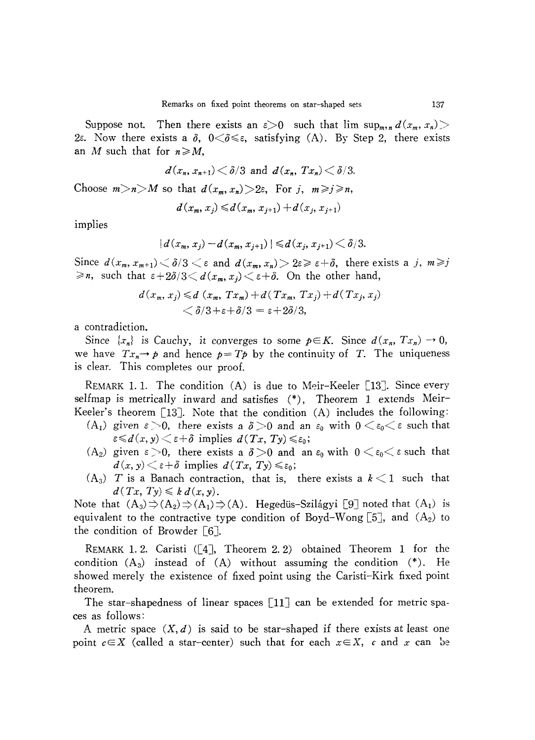Suppose not. Then there exists an $\varepsilon > 0$ such that $\limsup_{m,n} d(x_m, x_n) > 2\varepsilon$. Now there exists a $\delta$, $0 < \delta \leqslant \varepsilon$, satisfying (A). By Step 2, there exists an $M$ such that for $n \geqslant M$,

$$d(x_n, x_{n+1}) < \delta/3 \text{ and } d(x_n, Tx_n) < \delta/3.$$

Choose $m > n > M$ so that $d(x_m, x_n) > 2\varepsilon$, For $j$, $m \geqslant j \geqslant n$,

$$d(x_m, x_j) \leqslant d(x_m, x_{j+1}) + d(x_j, x_{j+1})$$

implies

$$|d(x_m, x_j) - d(x_m, x_{j+1})| \leqslant d(x_j, x_{j+1}) < \delta/3.$$

Since $d(x_m, x_{m+1}) < \delta/3 < \varepsilon$ and $d(x_m, x_n) > 2\varepsilon \geqslant \varepsilon + \delta$, there exists a $j$, $m \geqslant j \geqslant n$, such that $\varepsilon + 2\delta/3 < d(x_m, x_j) < \varepsilon + \delta$. On the other hand,

$$\begin{aligned} d(x_m, x_j) &\leqslant d(x_m, Tx_m) + d(Tx_m, Tx_j) + d(Tx_j, x_j) \\ &< \delta/3 + \varepsilon + \delta/3 = \varepsilon + 2\delta/3, \end{aligned}$$

a contradiction.

Since $\{x_n\}$ is Cauchy, it converges to some $p \in K$. Since $d(x_n, Tx_n) \to 0$, we have $Tx_n \to p$ and hence $p = Tp$ by the continuity of $T$. The uniqueness is clear. This completes our proof.

REMARK 1.1. The condition (A) is due to Meir-Keeler [13]. Since every selfmap is metrically inward and satisfies (\*), Theorem 1 extends Meir-Keeler's theorem [13]. Note that the condition (A) includes the following:

($A_1$) given $\varepsilon > 0$, there exists a $\delta > 0$ and an $\varepsilon_0$ with $0 < \varepsilon_0 < \varepsilon$ such that $\varepsilon \leqslant d(x, y) < \varepsilon + \delta$ implies $d(Tx, Ty) \leqslant \varepsilon_0$;

($A_2$) given $\varepsilon > 0$, there exists a $\delta > 0$ and an $\varepsilon_0$ with $0 < \varepsilon_0 < \varepsilon$ such that $d(x, y) < \varepsilon + \delta$ implies $d(Tx, Ty) \leqslant \varepsilon_0$;

($A_3$) $T$ is a Banach contraction, that is, there exists a $k < 1$ such that $d(Tx, Ty) \leqslant k\, d(x, y)$.

Note that $(A_3) \Rightarrow (A_2) \Rightarrow (A_1) \Rightarrow (A)$. Hegedüs-Szilágyi [9] noted that ($A_1$) is equivalent to the contractive type condition of Boyd-Wong [5], and ($A_2$) to the condition of Browder [6].

REMARK 1.2. Caristi ([4], Theorem 2.2) obtained Theorem 1 for the condition ($A_3$) instead of (A) without assuming the condition (\*). He showed merely the existence of fixed point using the Caristi-Kirk fixed point theorem.

The star-shapedness of linear spaces [11] can be extended for metric spaces as follows:

A metric space $(X, d)$ is said to be star-shaped if there exists at least one point $c \in X$ (called a star-center) such that for each $x \in X$, $c$ and $x$ can be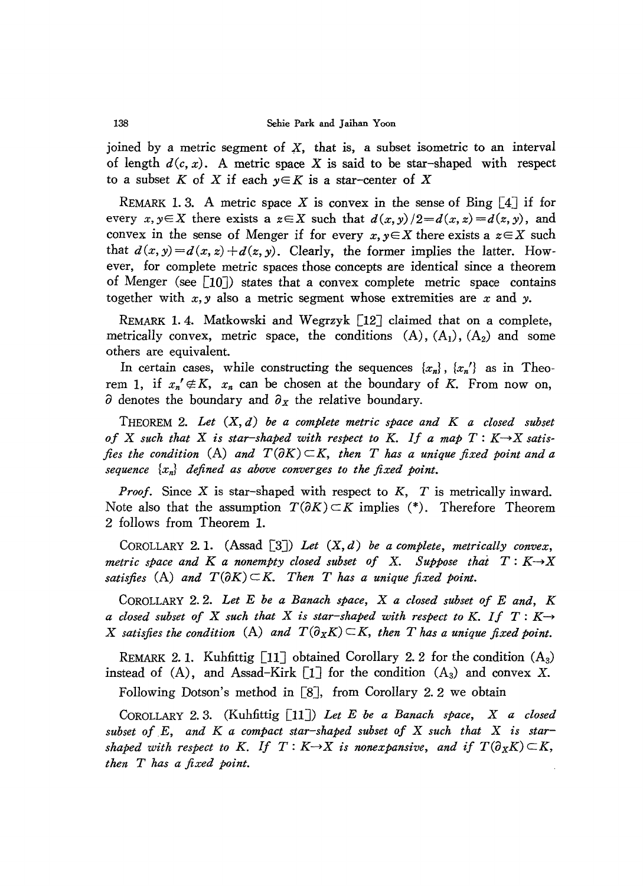joined by a metric segment of $X$, that is, a subset isometric to an interval of length $d(c, x)$. A metric space $X$ is said to be star-shaped with respect to a subset $K$ of $X$ if each $y \in K$ is a star-center of $X$

REMARK 1.3. A metric space $X$ is convex in the sense of Bing [4] if for every $x, y \in X$ there exists a $z \in X$ such that $d(x, y)/2 = d(x, z) = d(z, y)$, and convex in the sense of Menger if for every $x, y \in X$ there exists a $z \in X$ such that $d(x, y) = d(x, z) + d(z, y)$. Clearly, the former implies the latter. However, for complete metric spaces those concepts are identical since a theorem of Menger (see [10]) states that a convex complete metric space contains together with $x, y$ also a metric segment whose extremities are $x$ and $y$.

REMARK 1.4. Matkowski and Wegrzyk [12] claimed that on a complete, metrically convex, metric space, the conditions (A), $(A_1)$, $(A_2)$ and some others are equivalent.

In certain cases, while constructing the sequences $\{x_n\}$, $\{x_n'\}$ as in Theorem 1, if $x_n' \notin K$, $x_n$ can be chosen at the boundary of $K$. From now on, $\partial$ denotes the boundary and $\partial_X$ the relative boundary.

THEOREM 2. *Let $(X, d)$ be a complete metric space and $K$ a closed subset of $X$ such that $X$ is star-shaped with respect to $K$. If a map $T : K \to X$ satisfies the condition* (A) *and $T(\partial K) \subset K$, then $T$ has a unique fixed point and a sequence $\{x_n\}$ defined as above converges to the fixed point.*

*Proof.* Since $X$ is star-shaped with respect to $K$, $T$ is metrically inward. Note also that the assumption $T(\partial K) \subset K$ implies (\*). Therefore Theorem 2 follows from Theorem 1.

COROLLARY 2.1. (Assad [3]) *Let $(X, d)$ be a complete, metrically convex, metric space and $K$ a nonempty closed subset of $X$. Suppose that $T : K \to X$ satisfies* (A) *and $T(\partial K) \subset K$. Then $T$ has a unique fixed point.*

COROLLARY 2.2. *Let $E$ be a Banach space, $X$ a closed subset of $E$ and, $K$ a closed subset of $X$ such that $X$ is star-shaped with respect to $K$. If $T : K \to X$ satisfies the condition* (A) *and $T(\partial_X K) \subset K$, then $T$ has a unique fixed point.*

REMARK 2.1. Kuhfittig [11] obtained Corollary 2.2 for the condition $(A_3)$ instead of (A), and Assad-Kirk [1] for the condition $(A_3)$ and convex $X$.

Following Dotson's method in [8], from Corollary 2.2 we obtain

COROLLARY 2.3. (Kuhfittig [11]) *Let $E$ be a Banach space, $X$ a closed subset of $E$, and $K$ a compact star-shaped subset of $X$ such that $X$ is star-shaped with respect to $K$. If $T : K \to X$ is nonexpansive, and if $T(\partial_X K) \subset K$, then $T$ has a fixed point.*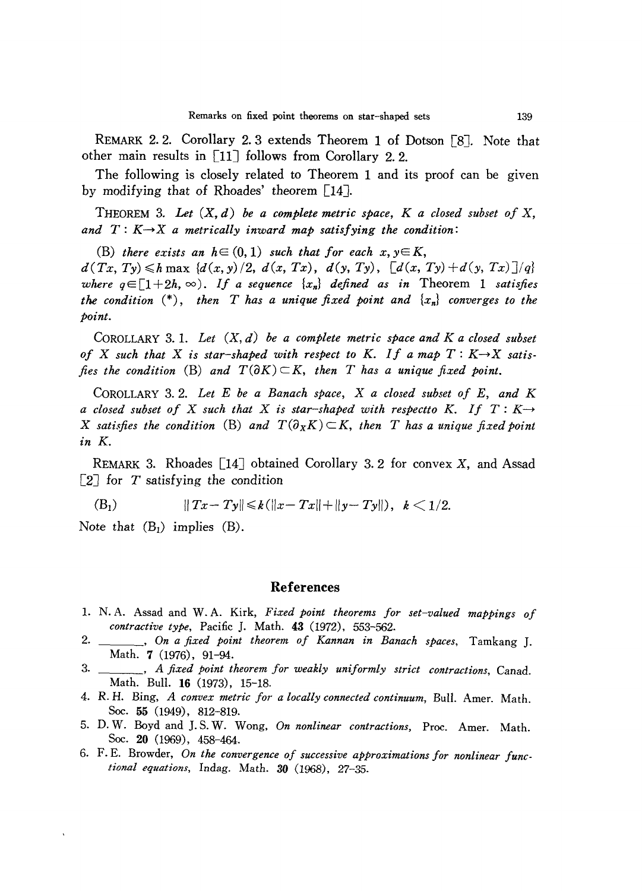REMARK 2.2. Corollary 2.3 extends Theorem 1 of Dotson [8]. Note that other main results in [11] follows from Corollary 2.2.

The following is closely related to Theorem 1 and its proof can be given by modifying that of Rhoades' theorem [14].

THEOREM 3. *Let $(X, d)$ be a complete metric space, $K$ a closed subset of $X$, and $T: K \to X$ a metrically inward map satisfying the condition*:

(B) *there exists an $h \in (0, 1)$ such that for each $x, y \in K$,*
$d(Tx, Ty) \leqslant h \max \{d(x, y)/2,\ d(x, Tx),\ d(y, Ty),\ [d(x, Ty) + d(y, Tx)]/q\}$ *where $q \in [1+2h, \infty)$. If a sequence $\{x_n\}$ defined as in* Theorem 1 *satisfies the condition* (*), *then $T$ has a unique fixed point and $\{x_n\}$ converges to the point.*

COROLLARY 3.1. *Let $(X, d)$ be a complete metric space and $K$ a closed subset of $X$ such that $X$ is star-shaped with respect to $K$. If a map $T: K \to X$ satisfies the condition* (B) *and $T(\partial K) \subset K$, then $T$ has a unique fixed point.*

COROLLARY 3.2. *Let $E$ be a Banach space, $X$ a closed subset of $E$, and $K$ a closed subset of $X$ such that $X$ is star-shaped with respectto $K$. If $T: K \to X$ satisfies the condition* (B) *and $T(\partial_X K) \subset K$, then $T$ has a unique fixed point in $K$.*

REMARK 3. Rhoades [14] obtained Corollary 3.2 for convex $X$, and Assad [2] for $T$ satisfying the condition

$$(\mathrm{B}_1) \qquad \|Tx - Ty\| \leqslant k(\|x - Tx\| + \|y - Ty\|), \quad k < 1/2.$$

Note that $(\mathrm{B}_1)$ implies (B).

## References

1. N. A. Assad and W. A. Kirk, *Fixed point theorems for set-valued mappings of contractive type*, Pacific J. Math. **43** (1972), 553-562.
2. \_\_\_\_\_\_\_, *On a fixed point theorem of Kannan in Banach spaces*, Tamkang J. Math. **7** (1976), 91-94.
3. \_\_\_\_\_\_\_, *A fixed point theorem for weakly uniformly strict contractions*, Canad. Math. Bull. **16** (1973), 15-18.
4. R. H. Bing, *A convex metric for a locally connected continuum*, Bull. Amer. Math. Soc. **55** (1949), 812-819.
5. D. W. Boyd and J. S. W. Wong, *On nonlinear contractions*, Proc. Amer. Math. Soc. **20** (1969), 458-464.
6. F. E. Browder, *On the convergence of successive approximations for nonlinear functional equations*, Indag. Math. **30** (1968), 27-35.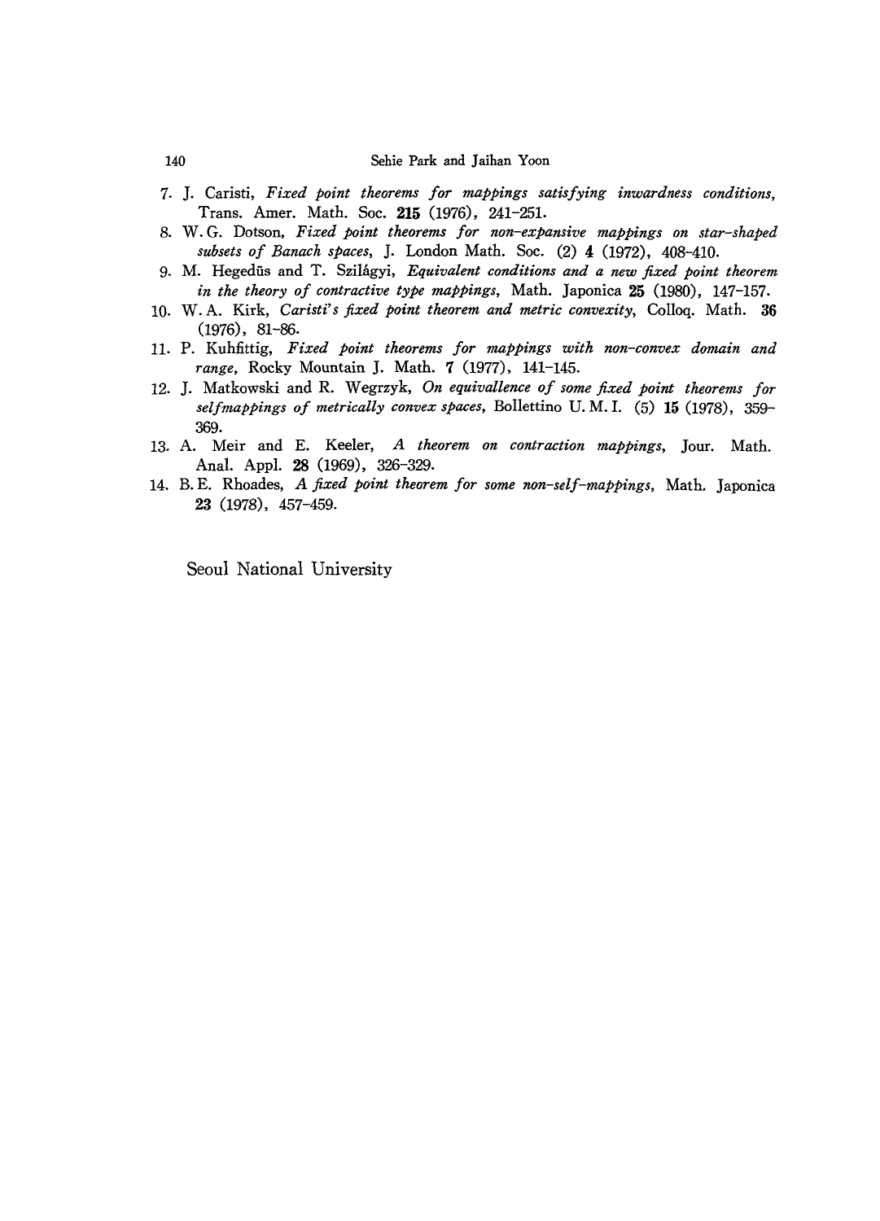7. J. Caristi, *Fixed point theorems for mappings satisfying inwardness conditions*, Trans. Amer. Math. Soc. **215** (1976), 241–251.
8. W. G. Dotson, *Fixed point theorems for non-expansive mappings on star-shaped subsets of Banach spaces*, J. London Math. Soc. (2) **4** (1972), 408–410.
9. M. Hegedüs and T. Szilágyi, *Equivalent conditions and a new fixed point theorem in the theory of contractive type mappings*, Math. Japonica **25** (1980), 147–157.
10. W. A. Kirk, *Caristi's fixed point theorem and metric convexity*, Colloq. Math. **36** (1976), 81–86.
11. P. Kuhfittig, *Fixed point theorems for mappings with non-convex domain and range*, Rocky Mountain J. Math. **7** (1977), 141–145.
12. J. Matkowski and R. Wegrzyk, *On equivallence of some fixed point theorems for selfmappings of metrically convex spaces*, Bollettino U. M. I. (5) **15** (1978), 359–369.
13. A. Meir and E. Keeler, *A theorem on contraction mappings*, Jour. Math. Anal. Appl. **28** (1969), 326–329.
14. B. E. Rhoades, *A fixed point theorem for some non-self-mappings*, Math. Japonica **23** (1978), 457–459.

Seoul National University